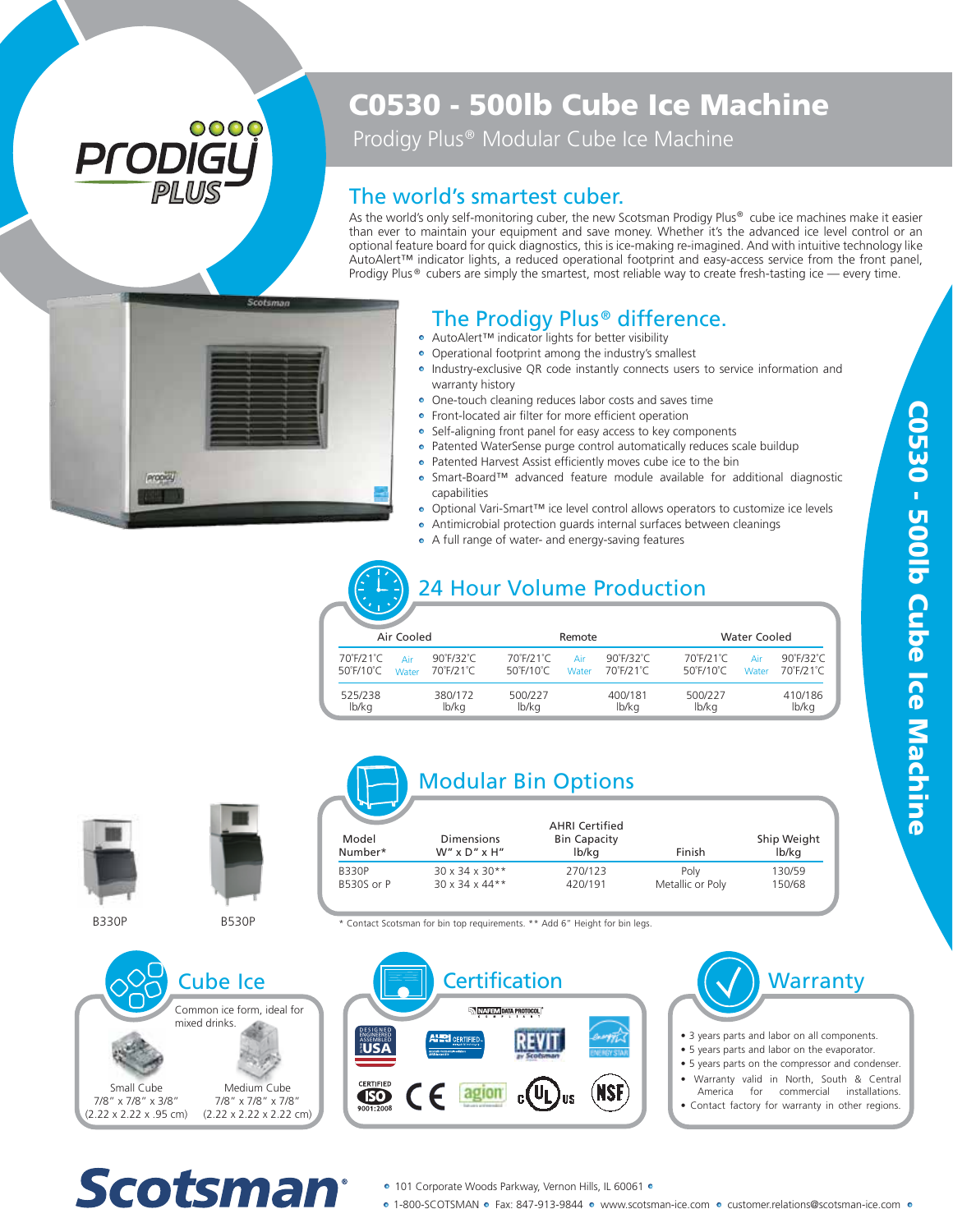# C0530 - 500lb Cube Ice Machine

Prodigy Plus® Modular Cube Ice Machine

## The world's smartest cuber.

As the world's only self-monitoring cuber, the new Scotsman Prodigy Plus® cube ice machines make it easier than ever to maintain your equipment and save money. Whether it's the advanced ice level control or an optional feature board for quick diagnostics, this is ice-making re-imagined. And with intuitive technology like AutoAlert™ indicator lights, a reduced operational footprint and easy-access service from the front panel, Prodigy Plus® cubers are simply the smartest, most reliable way to create fresh-tasting ice — every time.

## The Prodigy Plus® difference.

- AutoAlert™ indicator lights for better visibility
- Operational footprint among the industry's smallest
- Industry-exclusive QR code instantly connects users to service information and warranty history
- One-touch cleaning reduces labor costs and saves time
- Front-located air filter for more efficient operation
- Self-aligning front panel for easy access to key components
- Patented WaterSense purge control automatically reduces scale buildup
- Patented Harvest Assist efficiently moves cube ice to the bin
- Smart-Board™ advanced feature module available for additional diagnostic capabilities
- Optional Vari-Smart™ ice level control allows operators to customize ice levels
- Antimicrobial protection guards internal surfaces between cleanings
- A full range of water- and energy-saving features

## 24 Hour Volume Production

| Air Cooled | | | Remote | | | Water Cooled | | |
|---|---|---|---|---|---|---|---|---|
| 70˚F/21˚C<br>50˚F/10˚C | Air<br>Water | 90˚F/32˚C<br>70˚F/21˚C | 70˚F/21˚C<br>50˚F/10˚C | Air<br>Water | 90˚F/32˚C<br>70˚F/21˚C | 70˚F/21˚C<br>50˚F/10˚C | Air<br>Water | 90˚F/32˚C<br>70˚F/21˚C |
| 525/238<br>lb/kg | | 380/172<br>lb/kg | 500/227<br>lb/kg | | 400/181<br>lb/kg | 500/227<br>lb/kg | | 410/186<br>lb/kg |

## Modular Bin Options

| Model Number* | Dimensions W" x D" x H" | AHRI Certified Bin Capacity lb/kg | Finish | Ship Weight lb/kg |
|---|---|---|---|---|
| B330P | 30 x 34 x 30** | 270/123 | Poly | 130/59 |
| B530S or P | 30 x 34 x 44** | 420/191 | Metallic or Poly | 150/68 |

\* Contact Scotsman for bin top requirements. ** Add 6" Height for bin legs.

B330P B530P

## Cube Ice

Common ice form, ideal for mixed drinks.

Small Cube
7/8" x 7/8" x 3/8"
(2.22 x 2.22 x .95 cm)

Medium Cube
7/8" x 7/8" x 7/8"
(2.22 x 2.22 x 2.22 cm)

## Certification

NAFEM Data Protocol Compliant, Designed Engineered Assembled USA, AHRI Certified, REVIT by Scotsman, Energy Star, Certified ISO 9001:2008, CE, agion, cULus, NSF

## Warranty

- 3 years parts and labor on all components.
- 5 years parts and labor on the evaporator.
- 5 years parts on the compressor and condenser.
- Warranty valid in North, South & Central America for commercial installations.
- Contact factory for warranty in other regions.

**Scotsman®**

101 Corporate Woods Parkway, Vernon Hills, IL 60061
1-800-SCOTSMAN • Fax: 847-913-9844 • www.scotsman-ice.com • customer.relations@scotsman-ice.com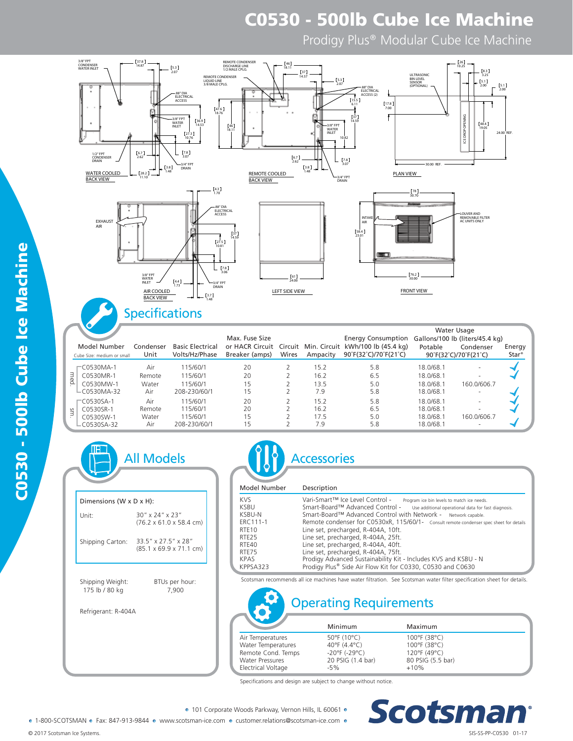# C0530 - 500lb Cube Ice Machine

Prodigy Plus® Modular Cube Ice Machine

3/8" FPT CONDENSER WATER INLET
[37.8] 14.87
[5.3] 2.07
.88" DIA ELECTRICAL ACCESS
3/8" FPT WATER INLET
[36.9] 14.53
[27.3] 10.76
1/2" FPT CONDENSER DRAIN
[6.7] 2.62
[7.8] 3.07
3/4" FPT DRAIN
[3.8] 1.48
[28.2] 11.10

WATER COOLED BACK VIEW

REMOTE CONDENSER DISCHARGE LINE 1/2 MALE CPLG.
REMOTE CONDENSER LIQUID LINE 3/8 MALE CPLG.
[46] 18.11
[37] 14.57
[5.3] 2.07
.88" DIA ELECTRICAL ACCESS (2)
[15.5] 6.11
[47.6] 18.76
[46] 18.11
[37] 14.59
3/8" FPT WATER INLET
10.82
[6.7] 2.62
[7.8] 3.07
[3.8] 1.48
3/4" FPT DRAIN

REMOTE COOLED BACK VIEW

ULTRASONIC BIN LEVEL SENSOR (OPTIONAL)
[26] 10.25
[8.3] 3.25
[5.1] 2.00
[5.1] 2.00
[17.8] 7.00
ICE DROP OPENING
[48.4] 19.05
24.00 REF.
30.00 REF.

PLAN VIEW

EXHAUST AIR
[4.3] 1.70
.88" DIA ELECTRICAL ACCESS
[37] 14.59
[27.5] 10.81
[7.8] 3.06
3/8" FPT WATER INLET
[4.4] 1.73
3/4" FPT DRAIN
[3.7] 1.48

AIR COOLED BACK VIEW

[61] 24.00

LEFT SIDE VIEW

[78] 30.70
INTAKE AIR
LOUVER AND REMOVABLE FILTER AC UNITS ONLY
[58.4] 23.01
[76.2] 30.00

FRONT VIEW

## Specifications

| Model Number (Cube Size: medium or small) | | Condenser Unit | Basic Electrical Volts/Hz/Phase | Max. Fuse Size or HACR Circuit Breaker (amps) | Circuit Wires | Min. Circuit Ampacity | Energy Consumption kWh/100 lb (45.4 kg) 90˚F(32˚C)/70˚F(21˚C) | Water Usage Gallons/100 lb (liters/45.4 kg) Potable 90˚F(32˚C)/70˚F(21˚C) | Water Usage Condenser | Energy Star® |
|---|---|---|---|---|---|---|---|---|---|---|
| med. | C0530MA-1 | Air | 115/60/1 | 20 | 2 | 15.2 | 5.8 | 18.0/68.1 | - | ✓ |
| | C0530MR-1 | Remote | 115/60/1 | 20 | 2 | 16.2 | 6.5 | 18.0/68.1 | - | ✓ |
| | C0530MW-1 | Water | 115/60/1 | 15 | 2 | 13.5 | 5.0 | 18.0/68.1 | 160.0/606.7 | |
| | C0530MA-32 | Air | 208-230/60/1 | 15 | 2 | 7.9 | 5.8 | 18.0/68.1 | - | |
| sm. | C0530SA-1 | Air | 115/60/1 | 20 | 2 | 15.2 | 5.8 | 18.0/68.1 | - | ✓ |
| | C0530SR-1 | Remote | 115/60/1 | 20 | 2 | 16.2 | 6.5 | 18.0/68.1 | - | ✓ |
| | C0530SW-1 | Water | 115/60/1 | 15 | 2 | 17.5 | 5.0 | 18.0/68.1 | 160.0/606.7 | |
| | C0530SA-32 | Air | 208-230/60/1 | 15 | 2 | 7.9 | 5.8 | 18.0/68.1 | - | ✓ |

## All Models

**Dimensions (W x D x H):**

| | |
|---|---|
| Unit: | 30" x 24" x 23" (76.2 x 61.0 x 58.4 cm) |
| Shipping Carton: | 33.5" x 27.5" x 28" (85.1 x 69.9 x 71.1 cm) |

Shipping Weight: 175 lb / 80 kg

BTUs per hour: 7,900

Refrigerant: R-404A

## Accessories

| Model Number | Description |
|---|---|
| KVS | Vari-Smart™ Ice Level Control - Program ice bin levels to match ice needs. |
| KSBU | Smart-Board™ Advanced Control - Use additional operational data for fast diagnosis. |
| KSBU-N | Smart-Board™ Advanced Control with Network - Network capable. |
| ERC111-1 | Remote condenser for C0530xR, 115/60/1- Consult remote condenser spec sheet for details |
| RTE10 | Line set, precharged, R-404A, 10ft. |
| RTE25 | Line set, precharged, R-404A, 25ft. |
| RTE40 | Line set, precharged, R-404A, 40ft. |
| RTE75 | Line set, precharged, R-404A, 75ft. |
| KPAS | Prodigy Advanced Sustainability Kit - Includes KVS and KSBU - N |
| KPPSA323 | Prodigy Plus® Side Air Flow Kit for C0330, C0530 and C0630 |

Scotsman recommends all ice machines have water filtration. See Scotsman water filter specification sheet for details.

## Operating Requirements

| | Minimum | Maximum |
|---|---|---|
| Air Temperatures | 50°F (10°C) | 100°F (38°C) |
| Water Temperatures | 40°F (4.4°C) | 100°F (38°C) |
| Remote Cond. Temps | -20°F (-29°C) | 120°F (49°C) |
| Water Pressures | 20 PSIG (1.4 bar) | 80 PSIG (5.5 bar) |
| Electrical Voltage | -5% | +10% |

Specifications and design are subject to change without notice.

101 Corporate Woods Parkway, Vernon Hills, IL 60061

1-800-SCOTSMAN • Fax: 847-913-9844 • www.scotsman-ice.com • customer.relations@scotsman-ice.com

Scotsman®

© 2017 Scotsman Ice Systems.

SIS-SS-PP-C0530 01-17